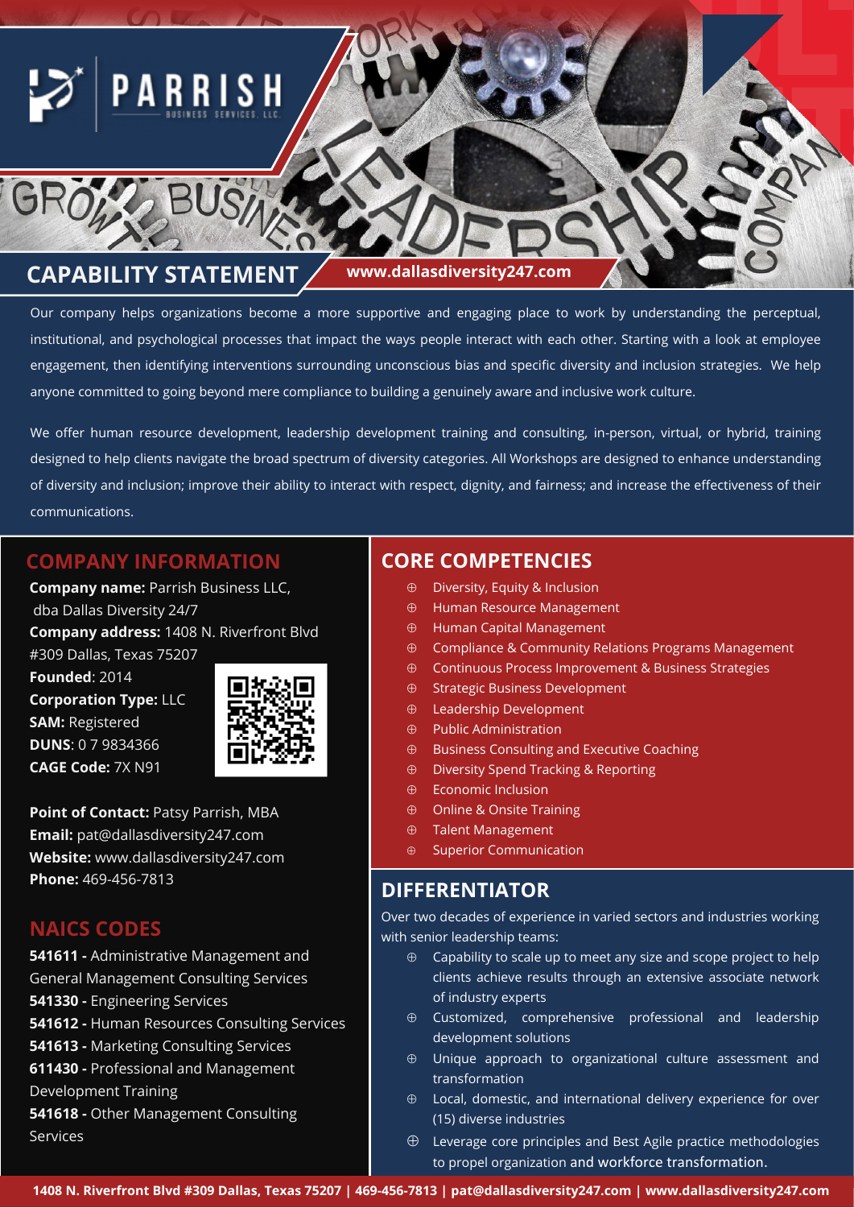# PARRISH

BUSINESS SERVICES, LLC

## CAPABILITY STATEMENT

**www.dallasdiversity247.com**

Our company helps organizations become a more supportive and engaging place to work by understanding the perceptual, institutional, and psychological processes that impact the ways people interact with each other. Starting with a look at employee engagement, then identifying interventions surrounding unconscious bias and specific diversity and inclusion strategies. We help anyone committed to going beyond mere compliance to building a genuinely aware and inclusive work culture.

We offer human resource development, leadership development training and consulting, in-person, virtual, or hybrid, training designed to help clients navigate the broad spectrum of diversity categories. All Workshops are designed to enhance understanding of diversity and inclusion; improve their ability to interact with respect, dignity, and fairness; and increase the effectiveness of their communications.

## COMPANY INFORMATION

**Company name:** Parrish Business LLC, dba Dallas Diversity 24/7
**Company address:** 1408 N. Riverfront Blvd #309 Dallas, Texas 75207
**Founded**: 2014
**Corporation Type:** LLC
**SAM:** Registered
**DUNS**: 0 7 9834366
**CAGE Code:** 7X N91

**Point of Contact:** Patsy Parrish, MBA
**Email:** pat@dallasdiversity247.com
**Website:** www.dallasdiversity247.com
**Phone:** 469-456-7813

## NAICS CODES

**541611 -** Administrative Management and General Management Consulting Services
**541330 -** Engineering Services
**541612 -** Human Resources Consulting Services
**541613 -** Marketing Consulting Services
**611430 -** Professional and Management Development Training
**541618 -** Other Management Consulting Services

## CORE COMPETENCIES

- Diversity, Equity & Inclusion
- Human Resource Management
- Human Capital Management
- Compliance & Community Relations Programs Management
- Continuous Process Improvement & Business Strategies
- Strategic Business Development
- Leadership Development
- Public Administration
- Business Consulting and Executive Coaching
- Diversity Spend Tracking & Reporting
- Economic Inclusion
- Online & Onsite Training
- Talent Management
- Superior Communication

## DIFFERENTIATOR

Over two decades of experience in varied sectors and industries working with senior leadership teams:

- Capability to scale up to meet any size and scope project to help clients achieve results through an extensive associate network of industry experts
- Customized, comprehensive professional and leadership development solutions
- Unique approach to organizational culture assessment and transformation
- Local, domestic, and international delivery experience for over (15) diverse industries
- Leverage core principles and Best Agile practice methodologies to propel organization and workforce transformation.

**1408 N. Riverfront Blvd #309 Dallas, Texas 75207 | 469-456-7813 | pat@dallasdiversity247.com | www.dallasdiversity247.com**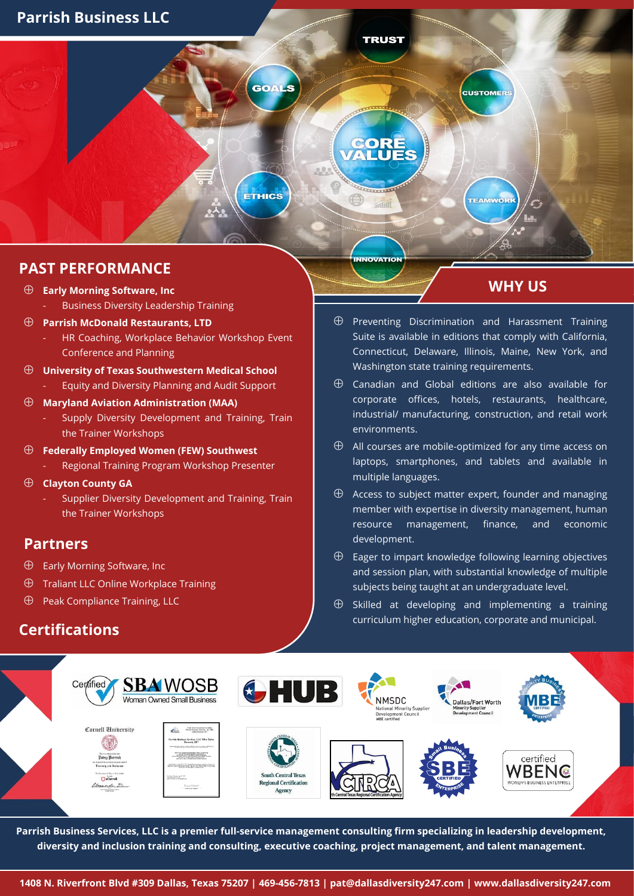# Parrish Business LLC

TRUST

GOALS

CUSTOMERS

CORE VALUES

ETHICS

TEAMWORK

INNOVATION

## PAST PERFORMANCE

- **Early Morning Software, Inc**
  - Business Diversity Leadership Training
- **Parrish McDonald Restaurants, LTD**
  - HR Coaching, Workplace Behavior Workshop Event Conference and Planning
- **University of Texas Southwestern Medical School**
  - Equity and Diversity Planning and Audit Support
- **Maryland Aviation Administration (MAA)**
  - Supply Diversity Development and Training, Train the Trainer Workshops
- **Federally Employed Women (FEW) Southwest**
  - Regional Training Program Workshop Presenter
- **Clayton County GA**
  - Supplier Diversity Development and Training, Train the Trainer Workshops

## Partners

- Early Morning Software, Inc
- Traliant LLC Online Workplace Training
- Peak Compliance Training, LLC

## Certifications

Certified SBA WOSB Woman Owned Small Business

HUB

NMSDC National Minority Supplier Development Council MBE certified

Dallas/Fort Worth Minority Supplier Development Council

MBE Certified

Cornell University

South Central Texas Regional Certification Agency

SCTRCA South Central Texas Regional Certification Agency

SBE Certified Small Business Enterprise

certified WBENC Women's Business Enterprise

## WHY US

- Preventing Discrimination and Harassment Training Suite is available in editions that comply with California, Connecticut, Delaware, Illinois, Maine, New York, and Washington state training requirements.
- Canadian and Global editions are also available for corporate offices, hotels, restaurants, healthcare, industrial/ manufacturing, construction, and retail work environments.
- All courses are mobile-optimized for any time access on laptops, smartphones, and tablets and available in multiple languages.
- Access to subject matter expert, founder and managing member with expertise in diversity management, human resource management, finance, and economic development.
- Eager to impart knowledge following learning objectives and session plan, with substantial knowledge of multiple subjects being taught at an undergraduate level.
- Skilled at developing and implementing a training curriculum higher education, corporate and municipal.

**Parrish Business Services, LLC is a premier full-service management consulting firm specializing in leadership development, diversity and inclusion training and consulting, executive coaching, project management, and talent management.**

**1408 N. Riverfront Blvd #309 Dallas, Texas 75207 | 469-456-7813 | pat@dallasdiversity247.com | www.dallasdiversity247.com**